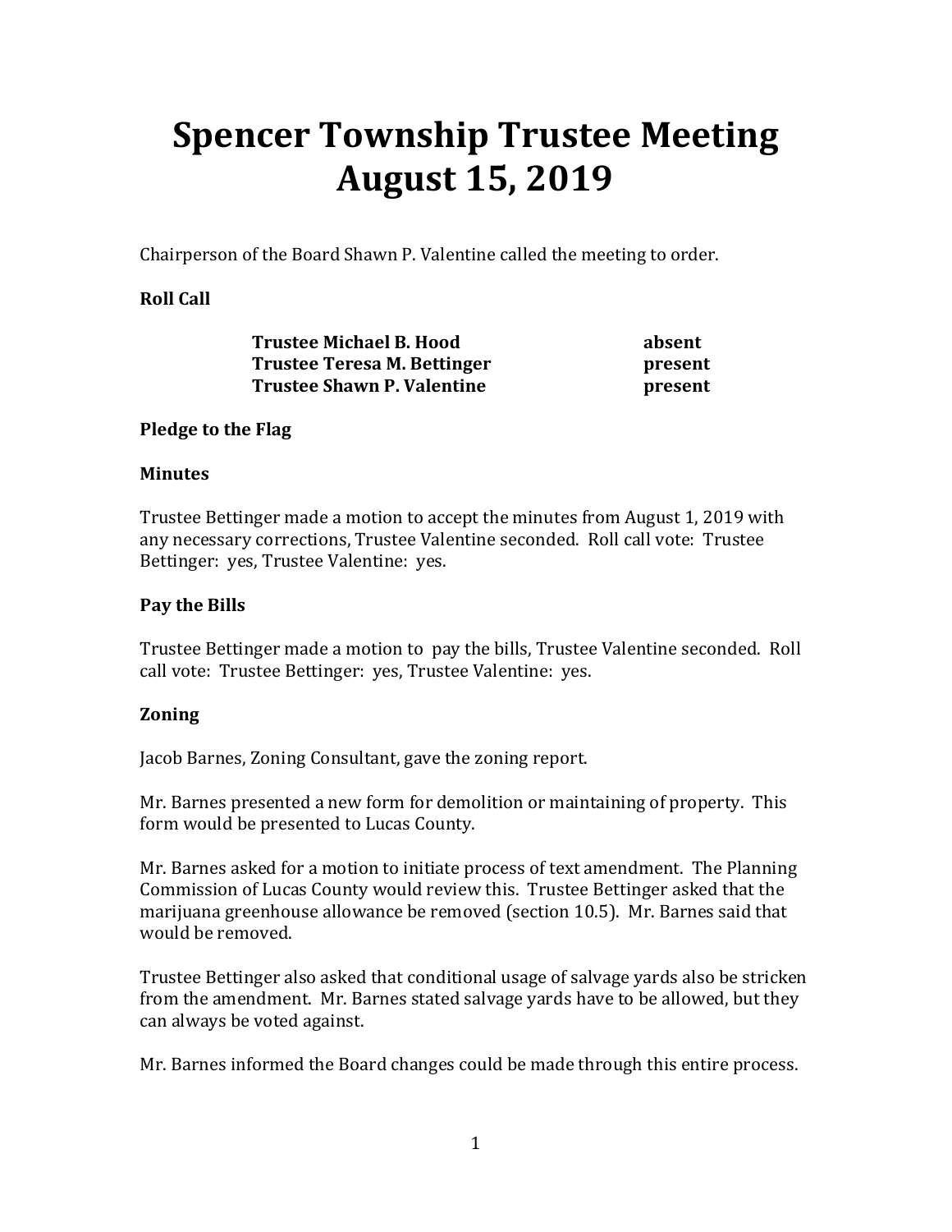# Spencer Township Trustee Meeting
# August 15, 2019

Chairperson of the Board Shawn P. Valentine called the meeting to order.

**Roll Call**

| | |
|---|---|
| **Trustee Michael B. Hood** | **absent** |
| **Trustee Teresa M. Bettinger** | **present** |
| **Trustee Shawn P. Valentine** | **present** |

**Pledge to the Flag**

**Minutes**

Trustee Bettinger made a motion to accept the minutes from August 1, 2019 with any necessary corrections, Trustee Valentine seconded. Roll call vote: Trustee Bettinger: yes, Trustee Valentine: yes.

**Pay the Bills**

Trustee Bettinger made a motion to pay the bills, Trustee Valentine seconded. Roll call vote: Trustee Bettinger: yes, Trustee Valentine: yes.

**Zoning**

Jacob Barnes, Zoning Consultant, gave the zoning report.

Mr. Barnes presented a new form for demolition or maintaining of property. This form would be presented to Lucas County.

Mr. Barnes asked for a motion to initiate process of text amendment. The Planning Commission of Lucas County would review this. Trustee Bettinger asked that the marijuana greenhouse allowance be removed (section 10.5). Mr. Barnes said that would be removed.

Trustee Bettinger also asked that conditional usage of salvage yards also be stricken from the amendment. Mr. Barnes stated salvage yards have to be allowed, but they can always be voted against.

Mr. Barnes informed the Board changes could be made through this entire process.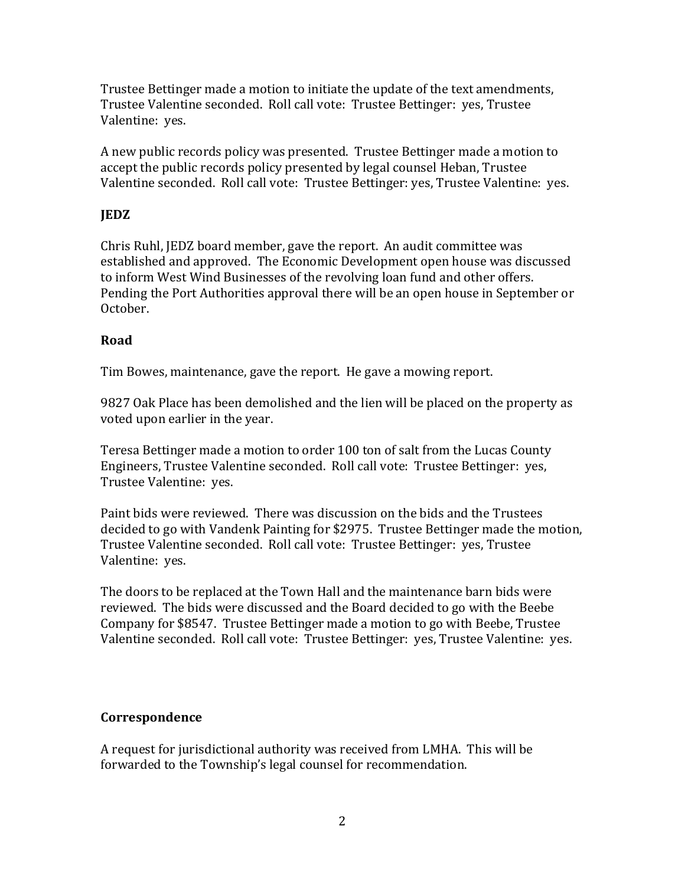Trustee Bettinger made a motion to initiate the update of the text amendments, Trustee Valentine seconded. Roll call vote: Trustee Bettinger: yes, Trustee Valentine: yes.

A new public records policy was presented. Trustee Bettinger made a motion to accept the public records policy presented by legal counsel Heban, Trustee Valentine seconded. Roll call vote: Trustee Bettinger: yes, Trustee Valentine: yes.

**JEDZ**

Chris Ruhl, JEDZ board member, gave the report. An audit committee was established and approved. The Economic Development open house was discussed to inform West Wind Businesses of the revolving loan fund and other offers. Pending the Port Authorities approval there will be an open house in September or October.

**Road**

Tim Bowes, maintenance, gave the report. He gave a mowing report.

9827 Oak Place has been demolished and the lien will be placed on the property as voted upon earlier in the year.

Teresa Bettinger made a motion to order 100 ton of salt from the Lucas County Engineers, Trustee Valentine seconded. Roll call vote: Trustee Bettinger: yes, Trustee Valentine: yes.

Paint bids were reviewed. There was discussion on the bids and the Trustees decided to go with Vandenk Painting for $2975. Trustee Bettinger made the motion, Trustee Valentine seconded. Roll call vote: Trustee Bettinger: yes, Trustee Valentine: yes.

The doors to be replaced at the Town Hall and the maintenance barn bids were reviewed. The bids were discussed and the Board decided to go with the Beebe Company for $8547. Trustee Bettinger made a motion to go with Beebe, Trustee Valentine seconded. Roll call vote: Trustee Bettinger: yes, Trustee Valentine: yes.

**Correspondence**

A request for jurisdictional authority was received from LMHA. This will be forwarded to the Township's legal counsel for recommendation.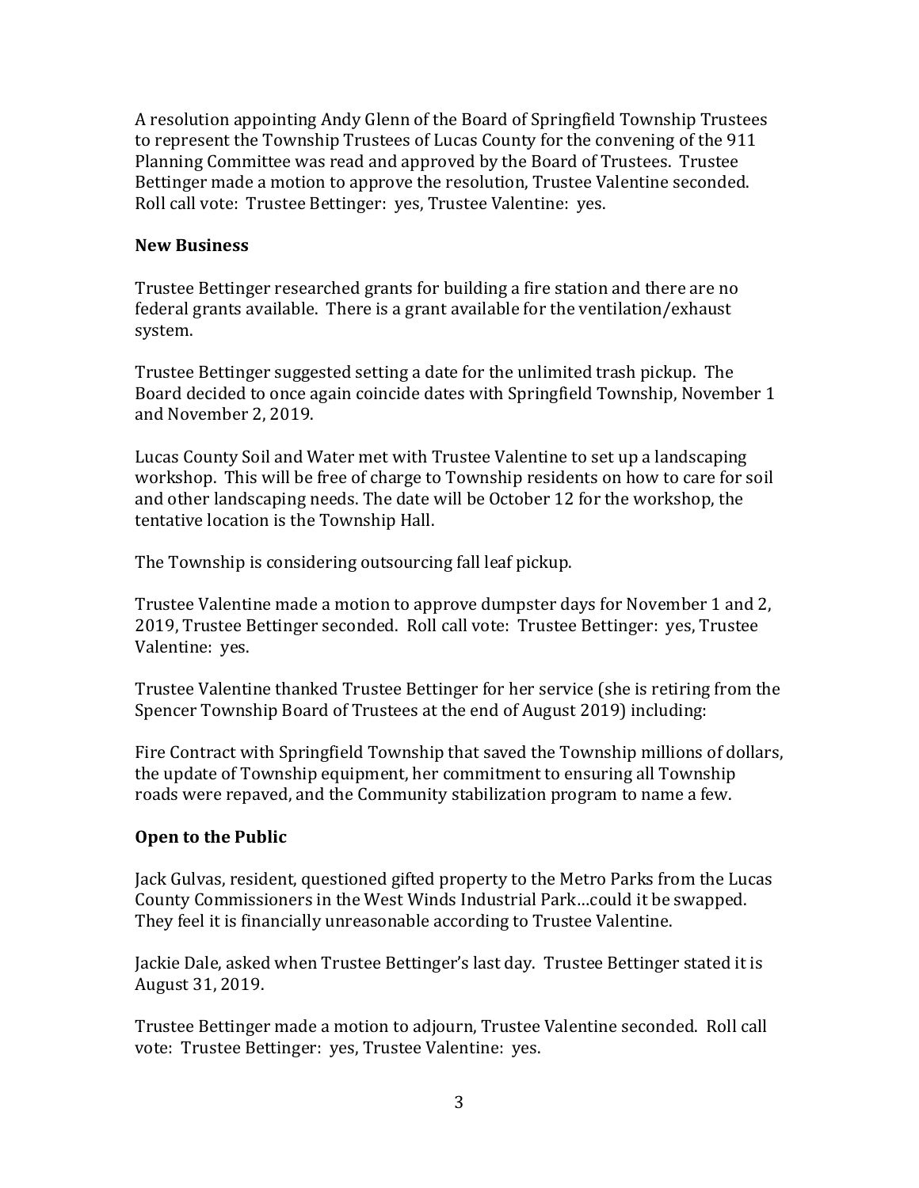A resolution appointing Andy Glenn of the Board of Springfield Township Trustees to represent the Township Trustees of Lucas County for the convening of the 911 Planning Committee was read and approved by the Board of Trustees. Trustee Bettinger made a motion to approve the resolution, Trustee Valentine seconded. Roll call vote: Trustee Bettinger: yes, Trustee Valentine: yes.

**New Business**

Trustee Bettinger researched grants for building a fire station and there are no federal grants available. There is a grant available for the ventilation/exhaust system.

Trustee Bettinger suggested setting a date for the unlimited trash pickup. The Board decided to once again coincide dates with Springfield Township, November 1 and November 2, 2019.

Lucas County Soil and Water met with Trustee Valentine to set up a landscaping workshop. This will be free of charge to Township residents on how to care for soil and other landscaping needs. The date will be October 12 for the workshop, the tentative location is the Township Hall.

The Township is considering outsourcing fall leaf pickup.

Trustee Valentine made a motion to approve dumpster days for November 1 and 2, 2019, Trustee Bettinger seconded. Roll call vote: Trustee Bettinger: yes, Trustee Valentine: yes.

Trustee Valentine thanked Trustee Bettinger for her service (she is retiring from the Spencer Township Board of Trustees at the end of August 2019) including:

Fire Contract with Springfield Township that saved the Township millions of dollars, the update of Township equipment, her commitment to ensuring all Township roads were repaved, and the Community stabilization program to name a few.

**Open to the Public**

Jack Gulvas, resident, questioned gifted property to the Metro Parks from the Lucas County Commissioners in the West Winds Industrial Park…could it be swapped. They feel it is financially unreasonable according to Trustee Valentine.

Jackie Dale, asked when Trustee Bettinger's last day. Trustee Bettinger stated it is August 31, 2019.

Trustee Bettinger made a motion to adjourn, Trustee Valentine seconded. Roll call vote: Trustee Bettinger: yes, Trustee Valentine: yes.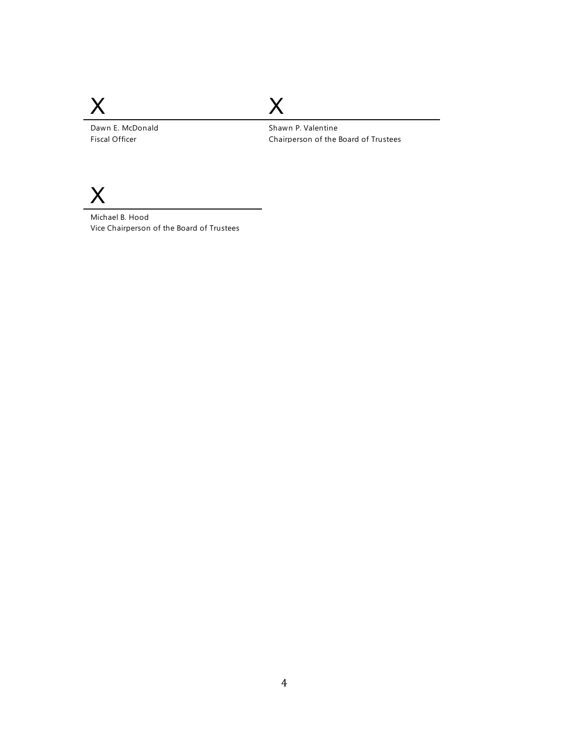X
\_\_\_\_\_\_\_\_\_\_\_\_\_\_\_\_\_\_\_\_\_\_\_\_\_\_\_\_\_\_

Dawn E. McDonald
Fiscal Officer

X
\_\_\_\_\_\_\_\_\_\_\_\_\_\_\_\_\_\_\_\_\_\_\_\_\_\_\_\_\_\_

Shawn P. Valentine
Chairperson of the Board of Trustees

X
\_\_\_\_\_\_\_\_\_\_\_\_\_\_\_\_\_\_\_\_\_\_\_\_\_\_\_\_\_\_

Michael B. Hood
Vice Chairperson of the Board of Trustees